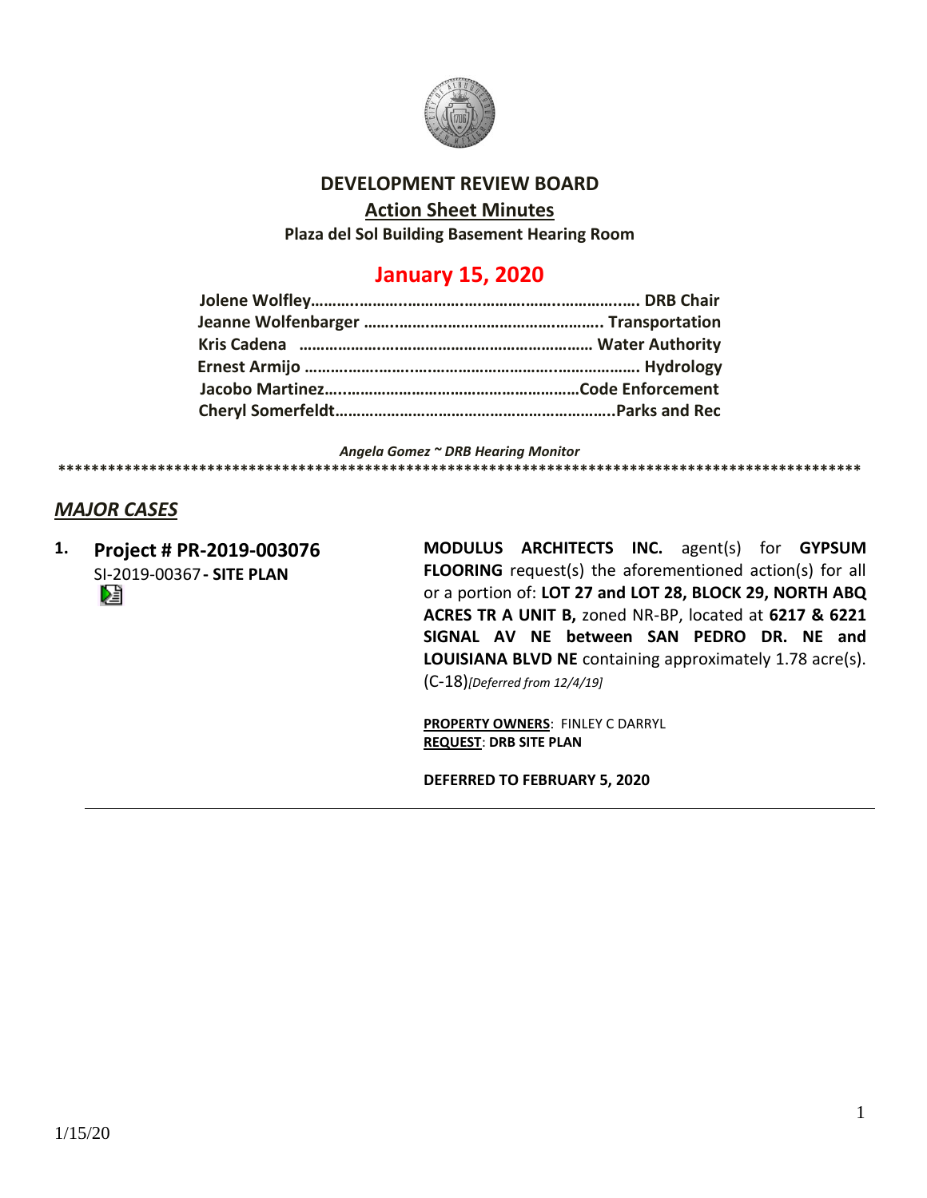# DEVELOPMENT REVIEW BOARD

## Action Sheet Minutes

**Plaza del Sol Building Basement Hearing Room**

## January 15, 2020

**Jolene Wolfley……………………………………………………………….. DRB Chair**
**Jeanne Wolfenbarger ………………………………………………. Transportation**
**Kris Cadena ………………………………………………………… Water Authority**
**Ernest Armijo ………………………………………………………………….. Hydrology**
**Jacobo Martinez………………………………………………………Code Enforcement**
**Cheryl Somerfeldt…………………………………………………………..Parks and Rec**

*Angela Gomez ~ DRB Hearing Monitor*

****************************************************************************************************

## *MAJOR CASES*

**1. Project # PR-2019-003076**
SI-2019-00367 **- SITE PLAN**

**MODULUS ARCHITECTS INC.** agent(s) for **GYPSUM FLOORING** request(s) the aforementioned action(s) for all or a portion of: **LOT 27 and LOT 28, BLOCK 29, NORTH ABQ ACRES TR A UNIT B,** zoned NR-BP, located at **6217 & 6221 SIGNAL AV NE between SAN PEDRO DR. NE and LOUISIANA BLVD NE** containing approximately 1.78 acre(s). (C-18)*[Deferred from 12/4/19]*

**PROPERTY OWNERS**: FINLEY C DARRYL
**REQUEST**: **DRB SITE PLAN**

**DEFERRED TO FEBRUARY 5, 2020**

---

1/15/20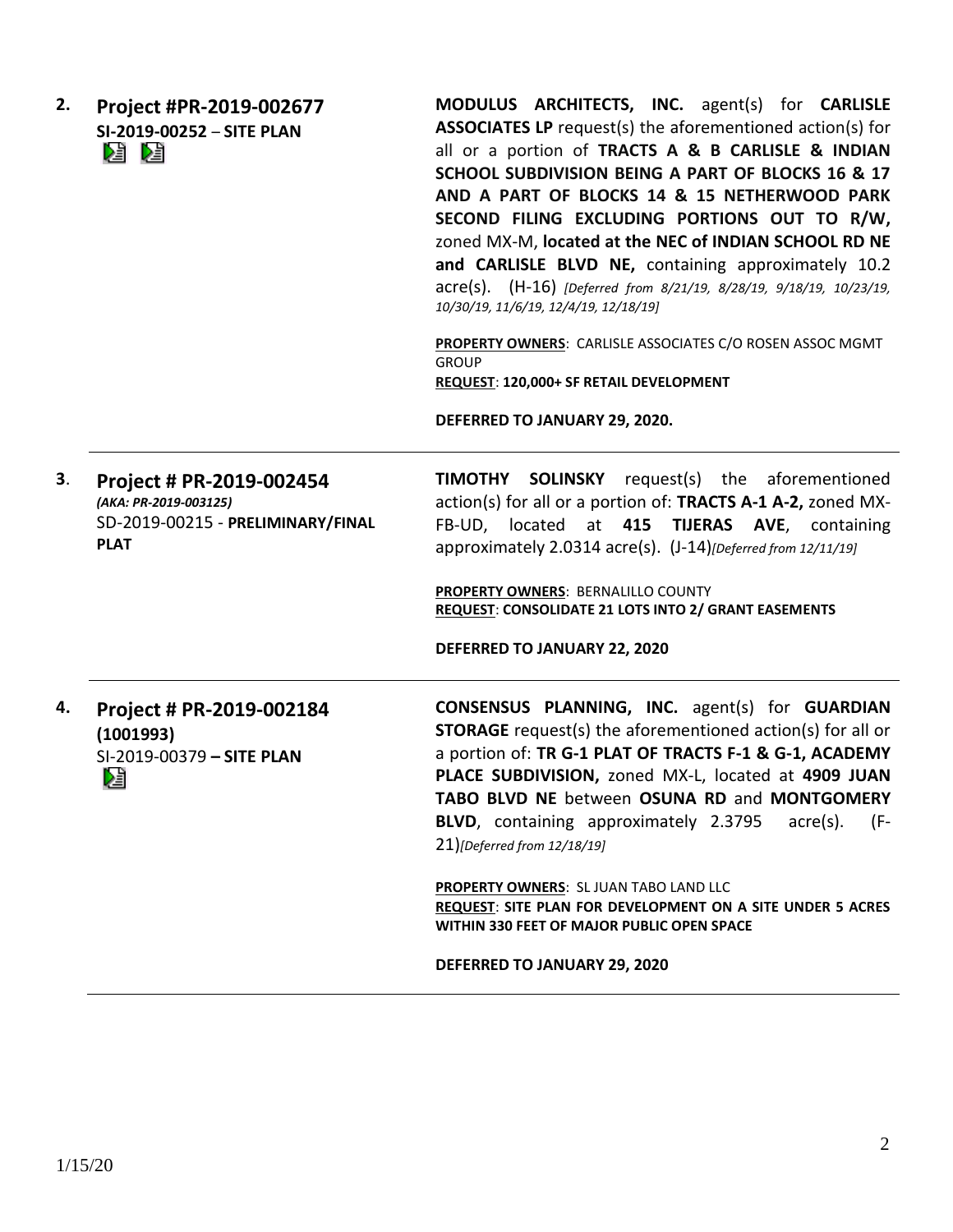**2. Project #PR-2019-002677**
**SI-2019-00252 – SITE PLAN**

**MODULUS ARCHITECTS, INC.** agent(s) for **CARLISLE ASSOCIATES LP** request(s) the aforementioned action(s) for all or a portion of **TRACTS A & B CARLISLE & INDIAN SCHOOL SUBDIVISION BEING A PART OF BLOCKS 16 & 17 AND A PART OF BLOCKS 14 & 15 NETHERWOOD PARK SECOND FILING EXCLUDING PORTIONS OUT TO R/W,** zoned MX-M, **located at the NEC of INDIAN SCHOOL RD NE and CARLISLE BLVD NE,** containing approximately 10.2 acre(s). (H-16) *[Deferred from 8/21/19, 8/28/19, 9/18/19, 10/23/19, 10/30/19, 11/6/19, 12/4/19, 12/18/19]*

**PROPERTY OWNERS**: CARLISLE ASSOCIATES C/O ROSEN ASSOC MGMT GROUP
**REQUEST**: **120,000+ SF RETAIL DEVELOPMENT**

**DEFERRED TO JANUARY 29, 2020.**

---

**3. Project # PR-2019-002454**
***(AKA: PR-2019-003125)***
SD-2019-00215 - **PRELIMINARY/FINAL PLAT**

**TIMOTHY SOLINSKY** request(s) the aforementioned action(s) for all or a portion of: **TRACTS A-1 A-2,** zoned MX-FB-UD, located at **415 TIJERAS AVE**, containing approximately 2.0314 acre(s). (J-14)*[Deferred from 12/11/19]*

**PROPERTY OWNERS**: BERNALILLO COUNTY
**REQUEST**: **CONSOLIDATE 21 LOTS INTO 2/ GRANT EASEMENTS**

**DEFERRED TO JANUARY 22, 2020**

---

**4. Project # PR-2019-002184 (1001993)**
SI-2019-00379 **– SITE PLAN**

**CONSENSUS PLANNING, INC.** agent(s) for **GUARDIAN STORAGE** request(s) the aforementioned action(s) for all or a portion of: **TR G-1 PLAT OF TRACTS F-1 & G-1, ACADEMY PLACE SUBDIVISION,** zoned MX-L, located at **4909 JUAN TABO BLVD NE** between **OSUNA RD** and **MONTGOMERY BLVD**, containing approximately 2.3795 acre(s). (F-21)*[Deferred from 12/18/19]*

**PROPERTY OWNERS**: SL JUAN TABO LAND LLC
**REQUEST**: **SITE PLAN FOR DEVELOPMENT ON A SITE UNDER 5 ACRES WITHIN 330 FEET OF MAJOR PUBLIC OPEN SPACE**

**DEFERRED TO JANUARY 29, 2020**

---

1/15/20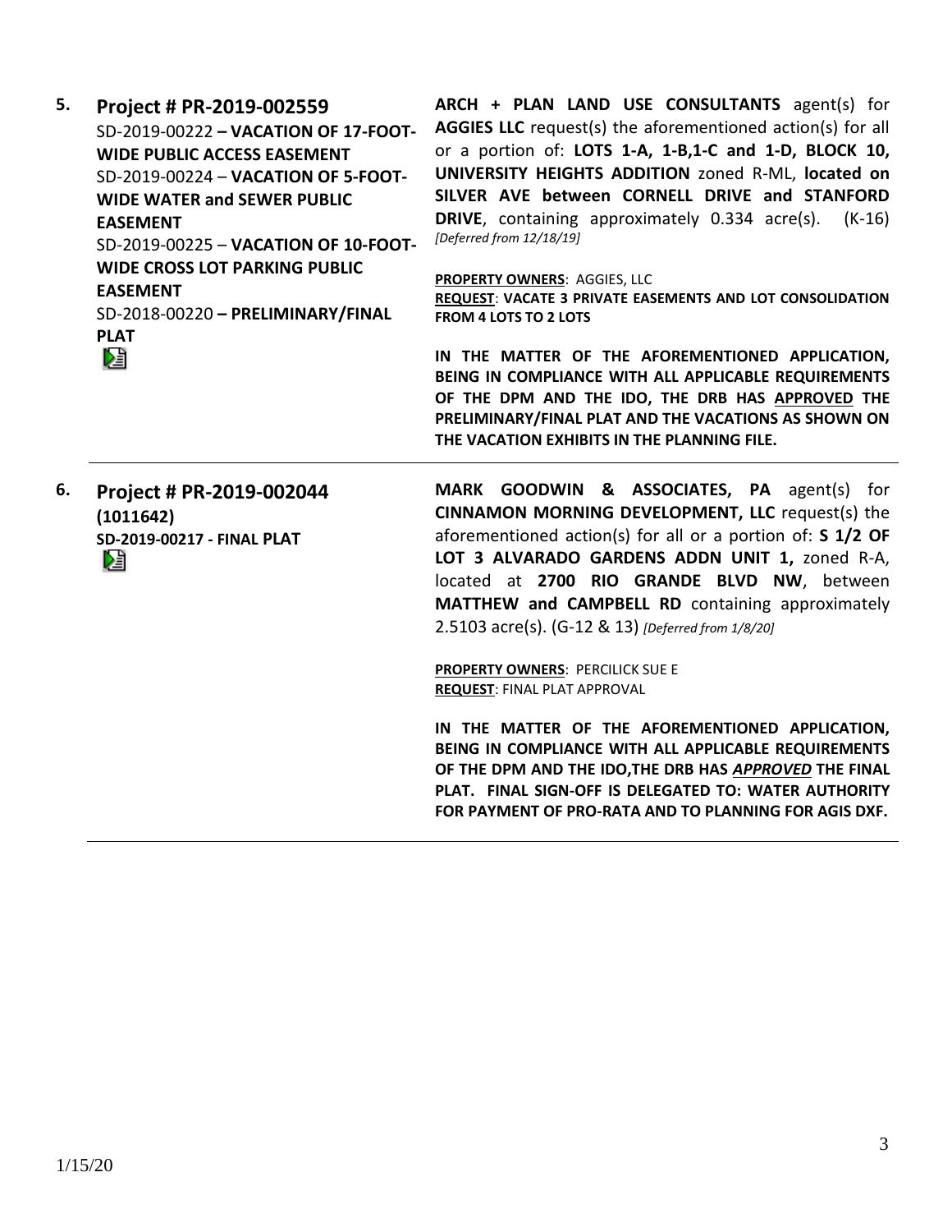5. **Project # PR-2019-002559**
SD-2019-00222 **– VACATION OF 17-FOOT-WIDE PUBLIC ACCESS EASEMENT**
SD-2019-00224 – **VACATION OF 5-FOOT-WIDE WATER and SEWER PUBLIC EASEMENT**
SD-2019-00225 – **VACATION OF 10-FOOT-WIDE CROSS LOT PARKING PUBLIC EASEMENT**
SD-2018-00220 **– PRELIMINARY/FINAL PLAT**

**ARCH + PLAN LAND USE CONSULTANTS** agent(s) for **AGGIES LLC** request(s) the aforementioned action(s) for all or a portion of: **LOTS 1-A, 1-B,1-C and 1-D, BLOCK 10, UNIVERSITY HEIGHTS ADDITION** zoned R-ML, **located on SILVER AVE between CORNELL DRIVE and STANFORD DRIVE**, containing approximately 0.334 acre(s). (K-16) *[Deferred from 12/18/19]*

**PROPERTY OWNERS**: AGGIES, LLC
**REQUEST**: **VACATE 3 PRIVATE EASEMENTS AND LOT CONSOLIDATION FROM 4 LOTS TO 2 LOTS**

**IN THE MATTER OF THE AFOREMENTIONED APPLICATION, BEING IN COMPLIANCE WITH ALL APPLICABLE REQUIREMENTS OF THE DPM AND THE IDO, THE DRB HAS APPROVED THE PRELIMINARY/FINAL PLAT AND THE VACATIONS AS SHOWN ON THE VACATION EXHIBITS IN THE PLANNING FILE.**

---

6. **Project # PR-2019-002044**
**(1011642)**
**SD-2019-00217 - FINAL PLAT**

**MARK GOODWIN & ASSOCIATES, PA** agent(s) for **CINNAMON MORNING DEVELOPMENT, LLC** request(s) the aforementioned action(s) for all or a portion of: **S 1/2 OF LOT 3 ALVARADO GARDENS ADDN UNIT 1,** zoned R-A, located at **2700 RIO GRANDE BLVD NW**, between **MATTHEW and CAMPBELL RD** containing approximately 2.5103 acre(s). (G-12 & 13) *[Deferred from 1/8/20]*

**PROPERTY OWNERS**: PERCILICK SUE E
**REQUEST**: FINAL PLAT APPROVAL

**IN THE MATTER OF THE AFOREMENTIONED APPLICATION, BEING IN COMPLIANCE WITH ALL APPLICABLE REQUIREMENTS OF THE DPM AND THE IDO,THE DRB HAS *APPROVED* THE FINAL PLAT. FINAL SIGN-OFF IS DELEGATED TO: WATER AUTHORITY FOR PAYMENT OF PRO-RATA AND TO PLANNING FOR AGIS DXF.**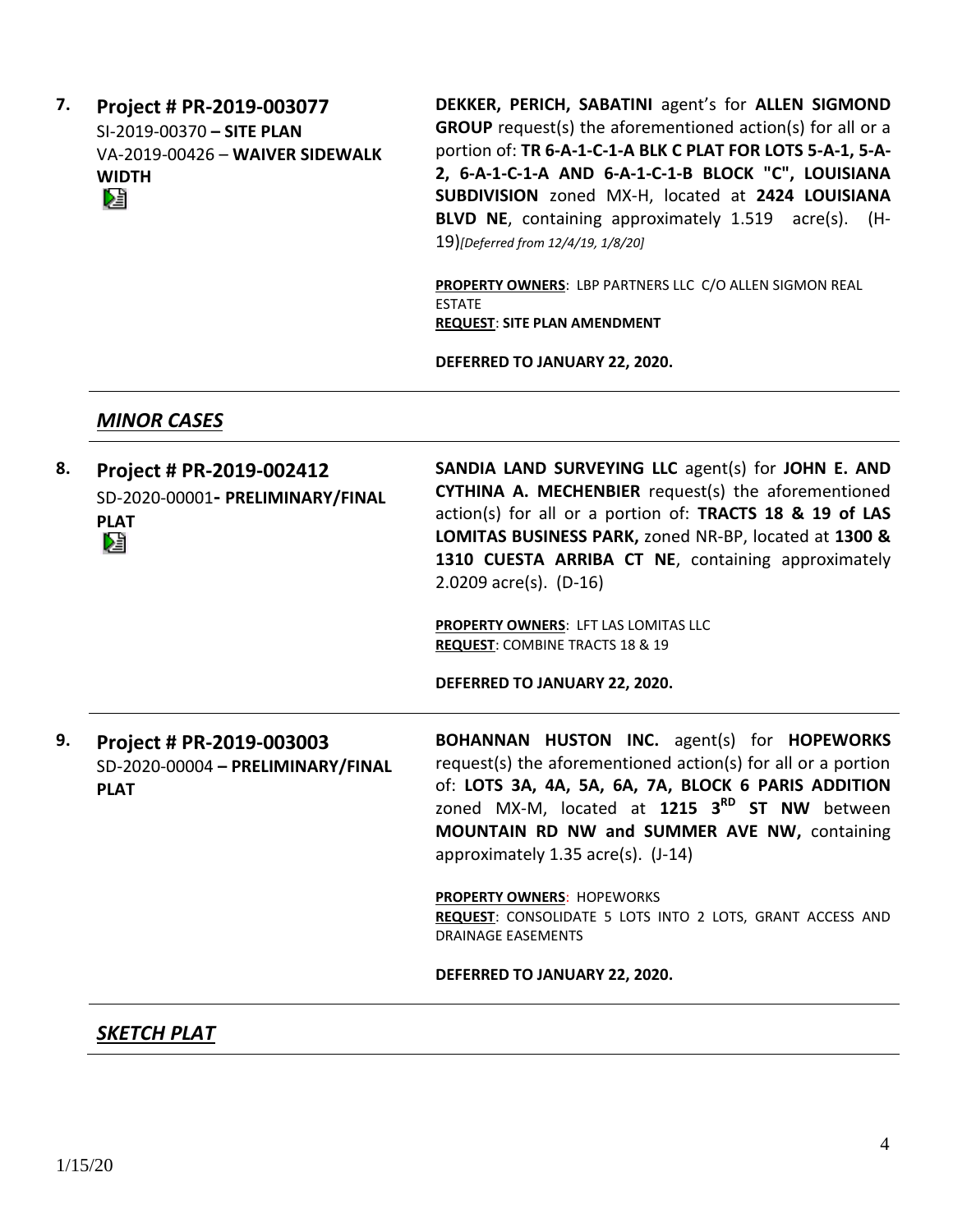**7. Project # PR-2019-003077**
SI-2019-00370 **– SITE PLAN**
VA-2019-00426 – **WAIVER SIDEWALK WIDTH**

**DEKKER, PERICH, SABATINI** agent's for **ALLEN SIGMOND GROUP** request(s) the aforementioned action(s) for all or a portion of: **TR 6-A-1-C-1-A BLK C PLAT FOR LOTS 5-A-1, 5-A-2, 6-A-1-C-1-A AND 6-A-1-C-1-B BLOCK "C", LOUISIANA SUBDIVISION** zoned MX-H, located at **2424 LOUISIANA BLVD NE**, containing approximately 1.519 acre(s). (H-19)*[Deferred from 12/4/19, 1/8/20]*

**PROPERTY OWNERS**: LBP PARTNERS LLC C/O ALLEN SIGMON REAL ESTATE
**REQUEST**: **SITE PLAN AMENDMENT**

**DEFERRED TO JANUARY 22, 2020.**

---

## *MINOR CASES*

---

**8. Project # PR-2019-002412**
SD-2020-00001**- PRELIMINARY/FINAL PLAT**

**SANDIA LAND SURVEYING LLC** agent(s) for **JOHN E. AND CYTHINA A. MECHENBIER** request(s) the aforementioned action(s) for all or a portion of: **TRACTS 18 & 19 of LAS LOMITAS BUSINESS PARK,** zoned NR-BP, located at **1300 & 1310 CUESTA ARRIBA CT NE**, containing approximately 2.0209 acre(s). (D-16)

**PROPERTY OWNERS**: LFT LAS LOMITAS LLC
**REQUEST**: COMBINE TRACTS 18 & 19

**DEFERRED TO JANUARY 22, 2020.**

---

**9. Project # PR-2019-003003**
SD-2020-00004 **– PRELIMINARY/FINAL PLAT**

**BOHANNAN HUSTON INC.** agent(s) for **HOPEWORKS** request(s) the aforementioned action(s) for all or a portion of: **LOTS 3A, 4A, 5A, 6A, 7A, BLOCK 6 PARIS ADDITION** zoned MX-M, located at **1215 3RD ST NW** between **MOUNTAIN RD NW and SUMMER AVE NW,** containing approximately 1.35 acre(s). (J-14)

**PROPERTY OWNERS**: HOPEWORKS
**REQUEST**: CONSOLIDATE 5 LOTS INTO 2 LOTS, GRANT ACCESS AND DRAINAGE EASEMENTS

**DEFERRED TO JANUARY 22, 2020.**

---

## *SKETCH PLAT*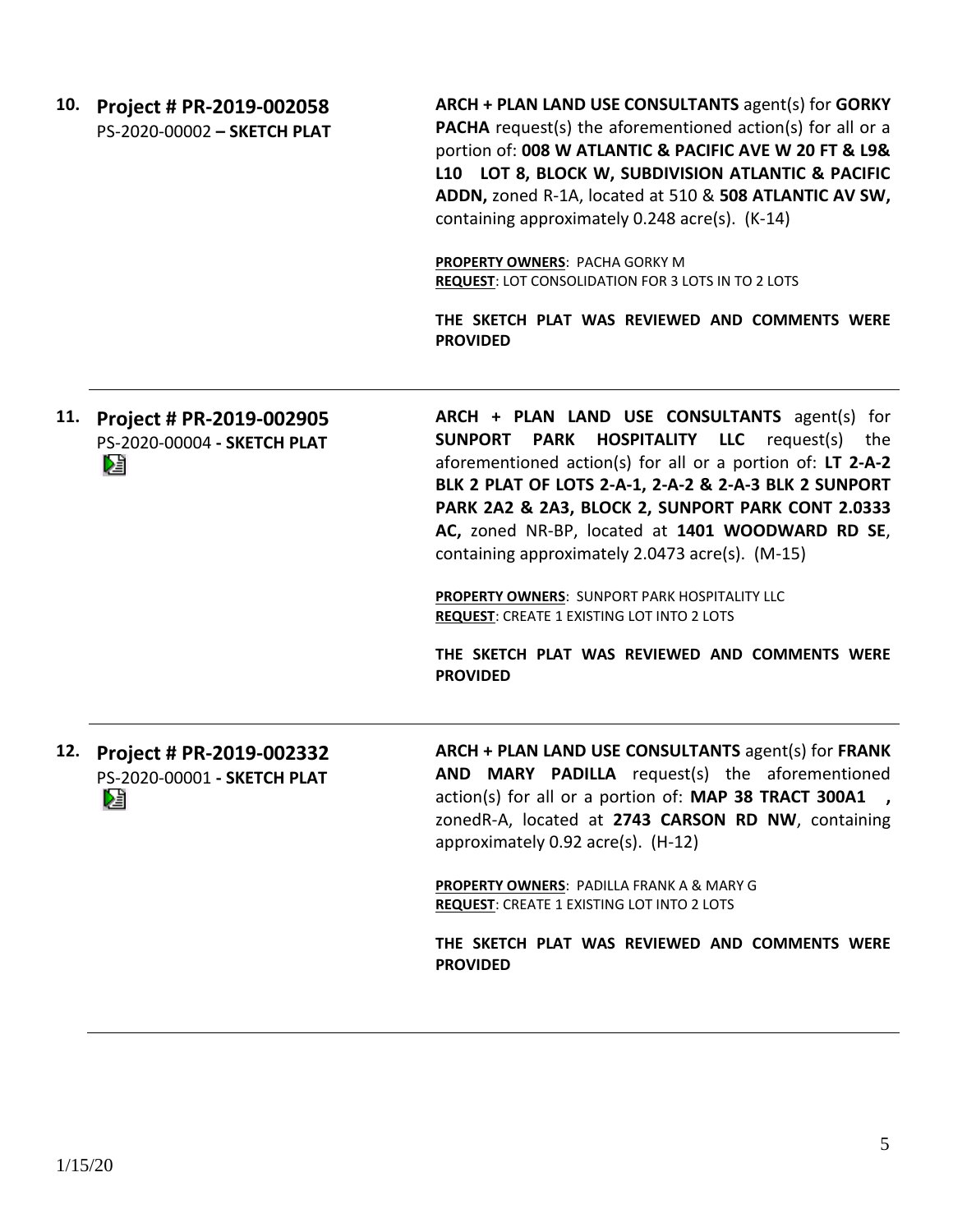**10. Project # PR-2019-002058**
PS-2020-00002 **– SKETCH PLAT**

**ARCH + PLAN LAND USE CONSULTANTS** agent(s) for **GORKY PACHA** request(s) the aforementioned action(s) for all or a portion of: **008 W ATLANTIC & PACIFIC AVE W 20 FT & L9& L10 LOT 8, BLOCK W, SUBDIVISION ATLANTIC & PACIFIC ADDN,** zoned R-1A, located at 510 & **508 ATLANTIC AV SW,** containing approximately 0.248 acre(s). (K-14)

**PROPERTY OWNERS**: PACHA GORKY M
**REQUEST**: LOT CONSOLIDATION FOR 3 LOTS IN TO 2 LOTS

**THE SKETCH PLAT WAS REVIEWED AND COMMENTS WERE PROVIDED**

---

**11. Project # PR-2019-002905**
PS-2020-00004 **- SKETCH PLAT**

**ARCH + PLAN LAND USE CONSULTANTS** agent(s) for **SUNPORT PARK HOSPITALITY LLC** request(s) the aforementioned action(s) for all or a portion of: **LT 2-A-2 BLK 2 PLAT OF LOTS 2-A-1, 2-A-2 & 2-A-3 BLK 2 SUNPORT PARK 2A2 & 2A3, BLOCK 2, SUNPORT PARK CONT 2.0333 AC,** zoned NR-BP, located at **1401 WOODWARD RD SE**, containing approximately 2.0473 acre(s). (M-15)

**PROPERTY OWNERS**: SUNPORT PARK HOSPITALITY LLC
**REQUEST**: CREATE 1 EXISTING LOT INTO 2 LOTS

**THE SKETCH PLAT WAS REVIEWED AND COMMENTS WERE PROVIDED**

---

**12. Project # PR-2019-002332**
PS-2020-00001 **- SKETCH PLAT**

**ARCH + PLAN LAND USE CONSULTANTS** agent(s) for **FRANK AND MARY PADILLA** request(s) the aforementioned action(s) for all or a portion of: **MAP 38 TRACT 300A1 ,** zonedR-A, located at **2743 CARSON RD NW**, containing approximately 0.92 acre(s). (H-12)

**PROPERTY OWNERS**: PADILLA FRANK A & MARY G
**REQUEST**: CREATE 1 EXISTING LOT INTO 2 LOTS

**THE SKETCH PLAT WAS REVIEWED AND COMMENTS WERE PROVIDED**

---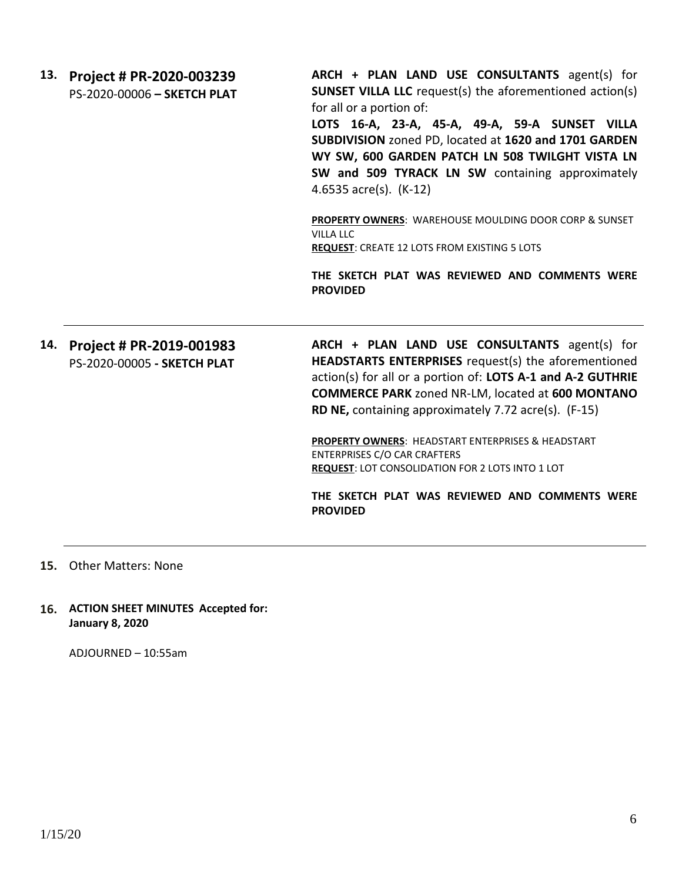**13. Project # PR-2020-003239**
PS-2020-00006 **– SKETCH PLAT**

**ARCH + PLAN LAND USE CONSULTANTS** agent(s) for **SUNSET VILLA LLC** request(s) the aforementioned action(s) for all or a portion of:
**LOTS 16-A, 23-A, 45-A, 49-A, 59-A SUNSET VILLA SUBDIVISION** zoned PD, located at **1620 and 1701 GARDEN WY SW, 600 GARDEN PATCH LN 508 TWILGHT VISTA LN SW and 509 TYRACK LN SW** containing approximately 4.6535 acre(s). (K-12)

**PROPERTY OWNERS**: WAREHOUSE MOULDING DOOR CORP & SUNSET VILLA LLC
**REQUEST**: CREATE 12 LOTS FROM EXISTING 5 LOTS

**THE SKETCH PLAT WAS REVIEWED AND COMMENTS WERE PROVIDED**

---

**14. Project # PR-2019-001983**
PS-2020-00005 **- SKETCH PLAT**

**ARCH + PLAN LAND USE CONSULTANTS** agent(s) for **HEADSTARTS ENTERPRISES** request(s) the aforementioned action(s) for all or a portion of: **LOTS A-1 and A-2 GUTHRIE COMMERCE PARK** zoned NR-LM, located at **600 MONTANO RD NE,** containing approximately 7.72 acre(s). (F-15)

**PROPERTY OWNERS**: HEADSTART ENTERPRISES & HEADSTART ENTERPRISES C/O CAR CRAFTERS
**REQUEST**: LOT CONSOLIDATION FOR 2 LOTS INTO 1 LOT

**THE SKETCH PLAT WAS REVIEWED AND COMMENTS WERE PROVIDED**

---

**15.** Other Matters: None

**16. ACTION SHEET MINUTES Accepted for: January 8, 2020**

ADJOURNED – 10:55am

1/15/20